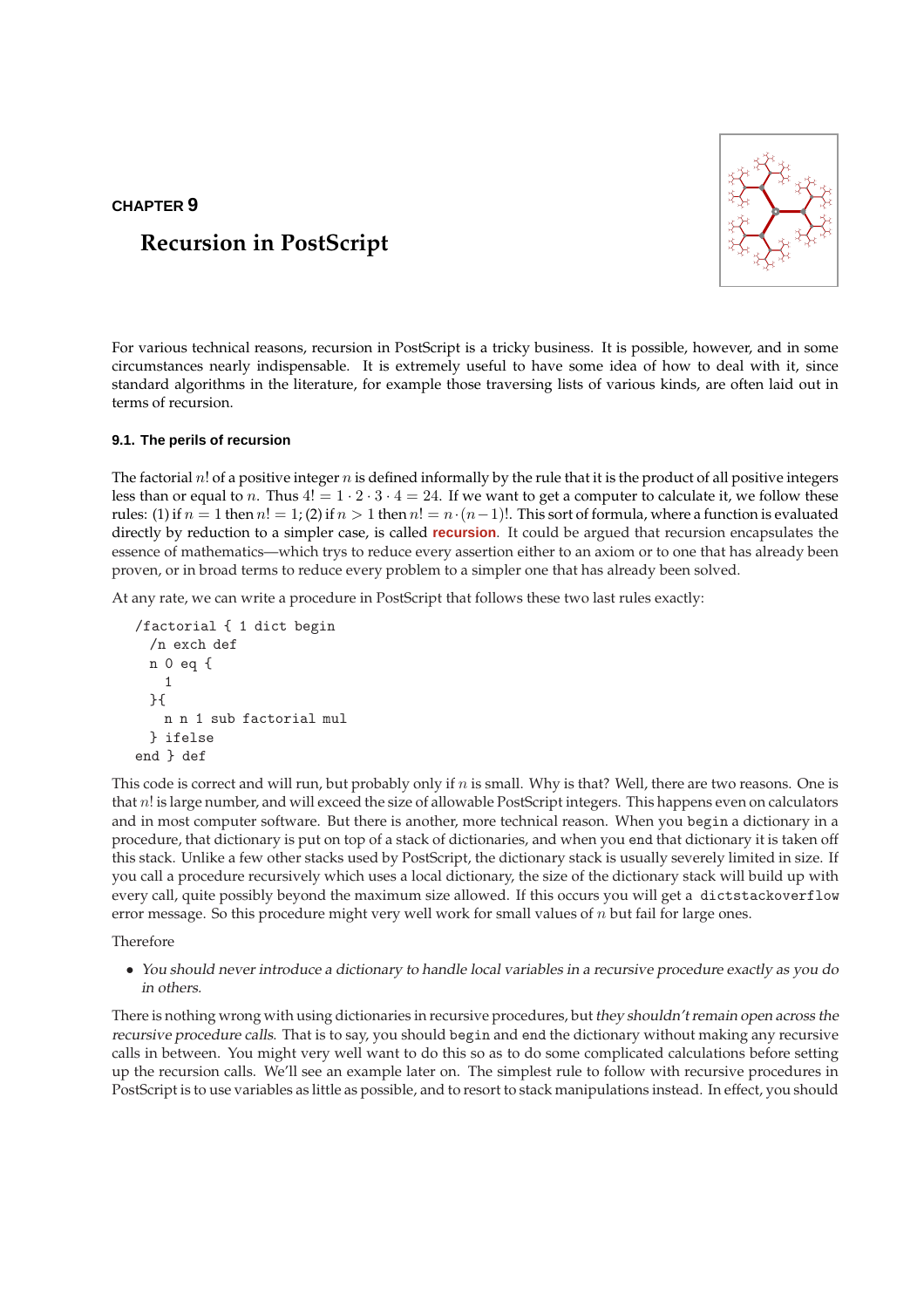CHAPTER 9

# Recursion in PostScript

For various technical reasons, recursion in PostScript is a tricky business. It is possible, however, and in some circumstances nearly indispensable. It is extremely useful to have some idea of how to deal with it, since standard algorithms in the literature, for example those traversing lists of various kinds, are often laid out in terms of recursion.

## 9.1. The perils of recursion

The factorial $n!$ of a positive integer $n$ is defined informally by the rule that it is the product of all positive integers less than or equal to $n$. Thus $4! = 1 \cdot 2 \cdot 3 \cdot 4 = 24$. If we want to get a computer to calculate it, we follow these rules: (1) if $n = 1$ then $n! = 1$; (2) if $n > 1$ then $n! = n \cdot (n-1)!$. This sort of formula, where a function is evaluated directly by reduction to a simpler case, is called **recursion**. It could be argued that recursion encapsulates the essence of mathematics—which trys to reduce every assertion either to an axiom or to one that has already been proven, or in broad terms to reduce every problem to a simpler one that has already been solved.

At any rate, we can write a procedure in PostScript that follows these two last rules exactly:

```
/factorial { 1 dict begin
  /n exch def
  n 0 eq {
    1
  }{
    n n 1 sub factorial mul
  } ifelse
end } def
```

This code is correct and will run, but probably only if $n$ is small. Why is that? Well, there are two reasons. One is that $n!$ is large number, and will exceed the size of allowable PostScript integers. This happens even on calculators and in most computer software. But there is another, more technical reason. When you `begin` a dictionary in a procedure, that dictionary is put on top of a stack of dictionaries, and when you `end` that dictionary it is taken off this stack. Unlike a few other stacks used by PostScript, the dictionary stack is usually severely limited in size. If you call a procedure recursively which uses a local dictionary, the size of the dictionary stack will build up with every call, quite possibly beyond the maximum size allowed. If this occurs you will get a `dictstackoverflow` error message. So this procedure might very well work for small values of $n$ but fail for large ones.

Therefore

- *You should never introduce a dictionary to handle local variables in a recursive procedure exactly as you do in others.*

There is nothing wrong with using dictionaries in recursive procedures, but *they shouldn't remain open across the recursive procedure calls*. That is to say, you should `begin` and `end` the dictionary without making any recursive calls in between. You might very well want to do this so as to do some complicated calculations before setting up the recursion calls. We'll see an example later on. The simplest rule to follow with recursive procedures in PostScript is to use variables as little as possible, and to resort to stack manipulations instead. In effect, you should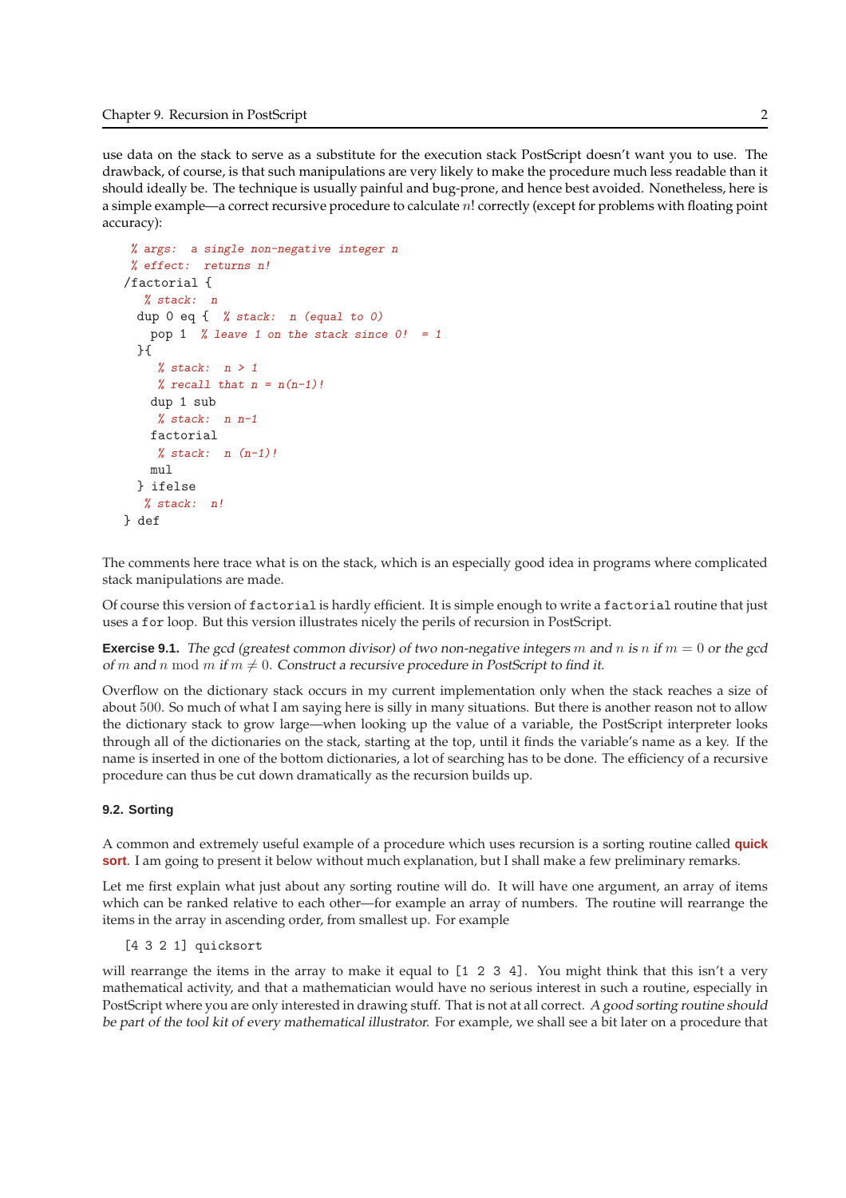use data on the stack to serve as a substitute for the execution stack PostScript doesn't want you to use. The drawback, of course, is that such manipulations are very likely to make the procedure much less readable than it should ideally be. The technique is usually painful and bug-prone, and hence best avoided. Nonetheless, here is a simple example—a correct recursive procedure to calculate $n!$ correctly (except for problems with floating point accuracy):

```
 % args:  a single non-negative integer n
 % effect:  returns n!
/factorial {
   % stack:  n
  dup 0 eq {  % stack:  n (equal to 0)
    pop 1  % leave 1 on the stack since 0!  = 1
  }{
     % stack:  n > 1
     % recall that n = n(n-1)!
    dup 1 sub
     % stack:  n n-1
    factorial
     % stack:  n (n-1)!
    mul
  } ifelse
   % stack:  n!
} def
```

The comments here trace what is on the stack, which is an especially good idea in programs where complicated stack manipulations are made.

Of course this version of `factorial` is hardly efficient. It is simple enough to write a `factorial` routine that just uses a `for` loop. But this version illustrates nicely the perils of recursion in PostScript.

**Exercise 9.1.** *The gcd (greatest common divisor) of two non-negative integers $m$ and $n$ is $n$ if $m = 0$ or the gcd of $m$ and $n \bmod m$ if $m \neq 0$. Construct a recursive procedure in PostScript to find it.*

Overflow on the dictionary stack occurs in my current implementation only when the stack reaches a size of about 500. So much of what I am saying here is silly in many situations. But there is another reason not to allow the dictionary stack to grow large—when looking up the value of a variable, the PostScript interpreter looks through all of the dictionaries on the stack, starting at the top, until it finds the variable's name as a key. If the name is inserted in one of the bottom dictionaries, a lot of searching has to be done. The efficiency of a recursive procedure can thus be cut down dramatically as the recursion builds up.

### 9.2. Sorting

A common and extremely useful example of a procedure which uses recursion is a sorting routine called **quick sort**. I am going to present it below without much explanation, but I shall make a few preliminary remarks.

Let me first explain what just about any sorting routine will do. It will have one argument, an array of items which can be ranked relative to each other—for example an array of numbers. The routine will rearrange the items in the array in ascending order, from smallest up. For example

```
[4 3 2 1] quicksort
```

will rearrange the items in the array to make it equal to `[1 2 3 4]`. You might think that this isn't a very mathematical activity, and that a mathematician would have no serious interest in such a routine, especially in PostScript where you are only interested in drawing stuff. That is not at all correct. *A good sorting routine should be part of the tool kit of every mathematical illustrator.* For example, we shall see a bit later on a procedure that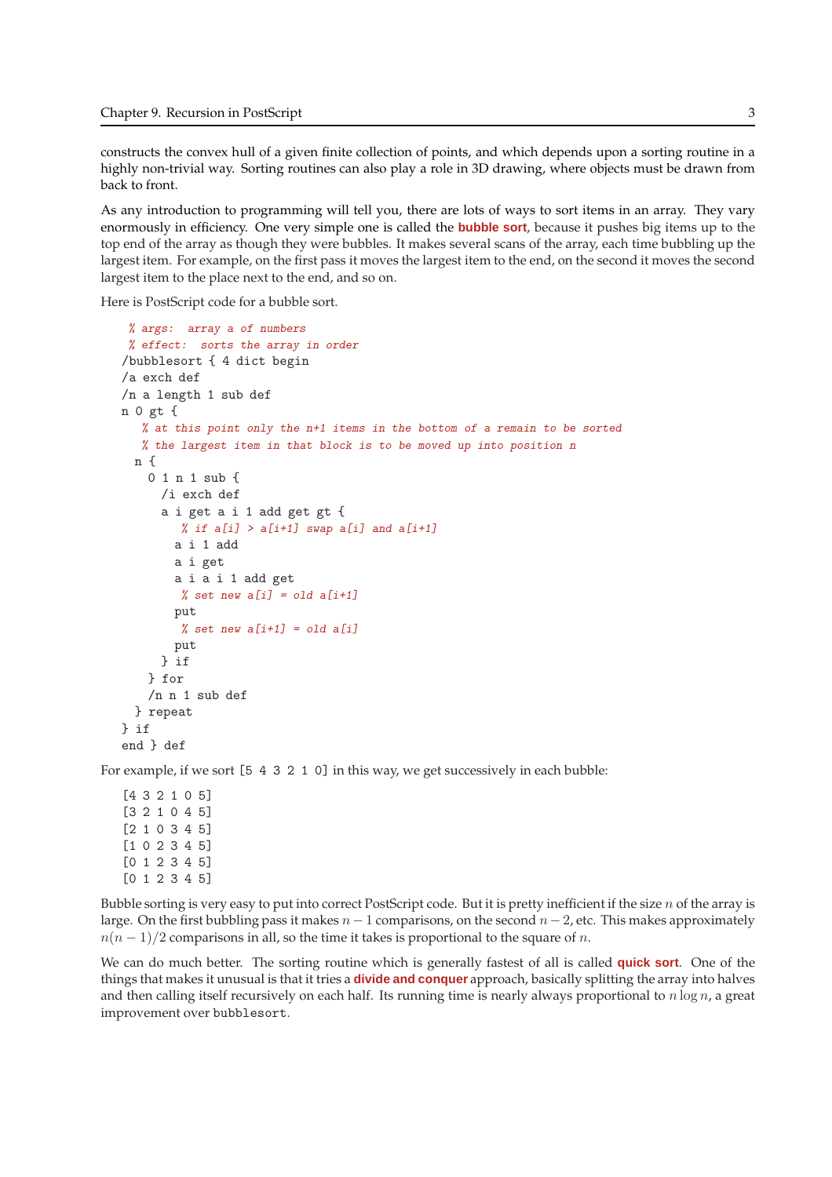constructs the convex hull of a given finite collection of points, and which depends upon a sorting routine in a highly non-trivial way. Sorting routines can also play a role in 3D drawing, where objects must be drawn from back to front.

As any introduction to programming will tell you, there are lots of ways to sort items in an array. They vary enormously in efficiency. One very simple one is called the **bubble sort**, because it pushes big items up to the top end of the array as though they were bubbles. It makes several scans of the array, each time bubbling up the largest item. For example, on the first pass it moves the largest item to the end, on the second it moves the second largest item to the place next to the end, and so on.

Here is PostScript code for a bubble sort.

```
 % args:  array a of numbers
 % effect:  sorts the array in order
/bubblesort { 4 dict begin
/a exch def
/n a length 1 sub def
n 0 gt {
   % at this point only the n+1 items in the bottom of a remain to be sorted
   % the largest item in that block is to be moved up into position n
  n {
    0 1 n 1 sub {
      /i exch def
      a i get a i 1 add get gt {
         % if a[i] > a[i+1] swap a[i] and a[i+1]
        a i 1 add
        a i get
        a i a i 1 add get
         % set new a[i] = old a[i+1]
        put
         % set new a[i+1] = old a[i]
        put
      } if
    } for
    /n n 1 sub def
  } repeat
} if
end } def
```

For example, if we sort `[5 4 3 2 1 0]` in this way, we get successively in each bubble:

```
[4 3 2 1 0 5]
[3 2 1 0 4 5]
[2 1 0 3 4 5]
[1 0 2 3 4 5]
[0 1 2 3 4 5]
[0 1 2 3 4 5]
```

Bubble sorting is very easy to put into correct PostScript code. But it is pretty inefficient if the size $n$ of the array is large. On the first bubbling pass it makes $n-1$ comparisons, on the second $n-2$, etc. This makes approximately $n(n-1)/2$ comparisons in all, so the time it takes is proportional to the square of $n$.

We can do much better. The sorting routine which is generally fastest of all is called **quick sort**. One of the things that makes it unusual is that it tries a **divide and conquer** approach, basically splitting the array into halves and then calling itself recursively on each half. Its running time is nearly always proportional to $n \log n$, a great improvement over `bubblesort`.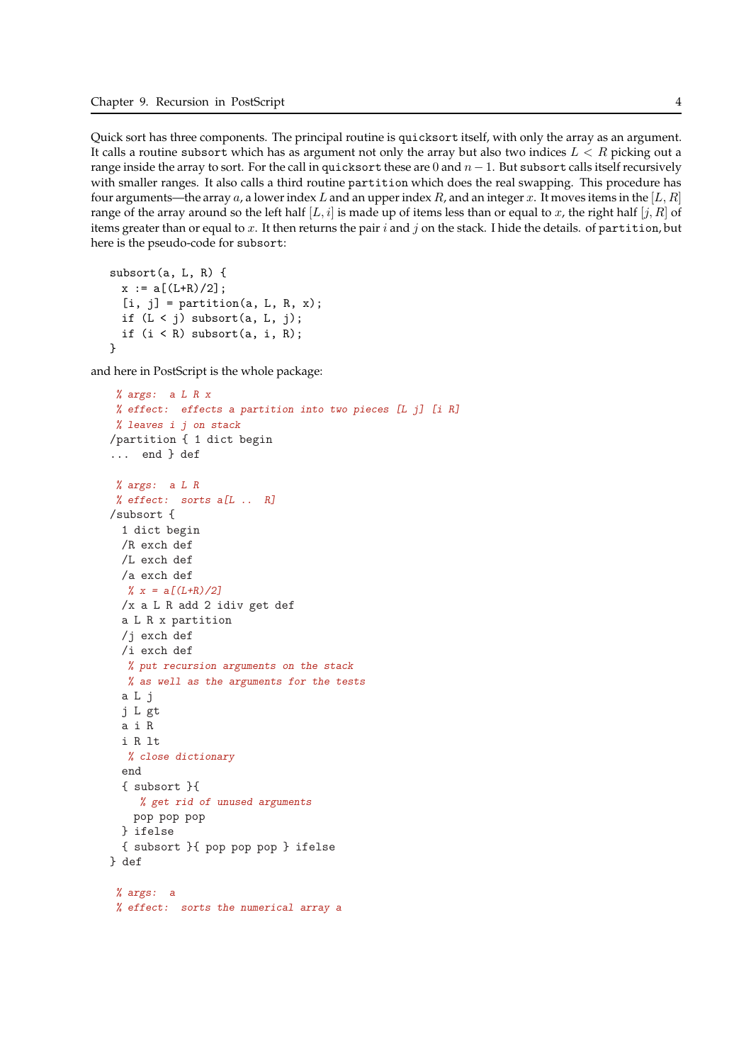Quick sort has three components. The principal routine is `quicksort` itself, with only the array as an argument. It calls a routine `subsort` which has as argument not only the array but also two indices $L < R$ picking out a range inside the array to sort. For the call in `quicksort` these are $0$ and $n-1$. But `subsort` calls itself recursively with smaller ranges. It also calls a third routine `partition` which does the real swapping. This procedure has four arguments—the array $a$, a lower index $L$ and an upper index $R$, and an integer $x$. It moves items in the $[L, R]$ range of the array around so the left half $[L, i]$ is made up of items less than or equal to $x$, the right half $[j, R]$ of items greater than or equal to $x$. It then returns the pair $i$ and $j$ on the stack. I hide the details. of `partition`, but here is the pseudo-code for `subsort`:

```
subsort(a, L, R) {
  x := a[(L+R)/2];
  [i, j] = partition(a, L, R, x);
  if (L < j) subsort(a, L, j);
  if (i < R) subsort(a, i, R);
}
```

and here in PostScript is the whole package:

```
 % args:  a L R x
 % effect:  effects a partition into two pieces [L j] [i R]
 % leaves i j on stack
/partition { 1 dict begin
...  end } def

 % args:  a L R
 % effect:  sorts a[L ..  R]
/subsort {
  1 dict begin
  /R exch def
  /L exch def
  /a exch def
   % x = a[(L+R)/2]
  /x a L R add 2 idiv get def
  a L R x partition
  /j exch def
  /i exch def
   % put recursion arguments on the stack
   % as well as the arguments for the tests
  a L j
  j L gt
  a i R
  i R lt
   % close dictionary
  end
  { subsort }{
     % get rid of unused arguments
    pop pop pop
  } ifelse
  { subsort }{ pop pop pop } ifelse
} def

 % args:  a
 % effect:  sorts the numerical array a
```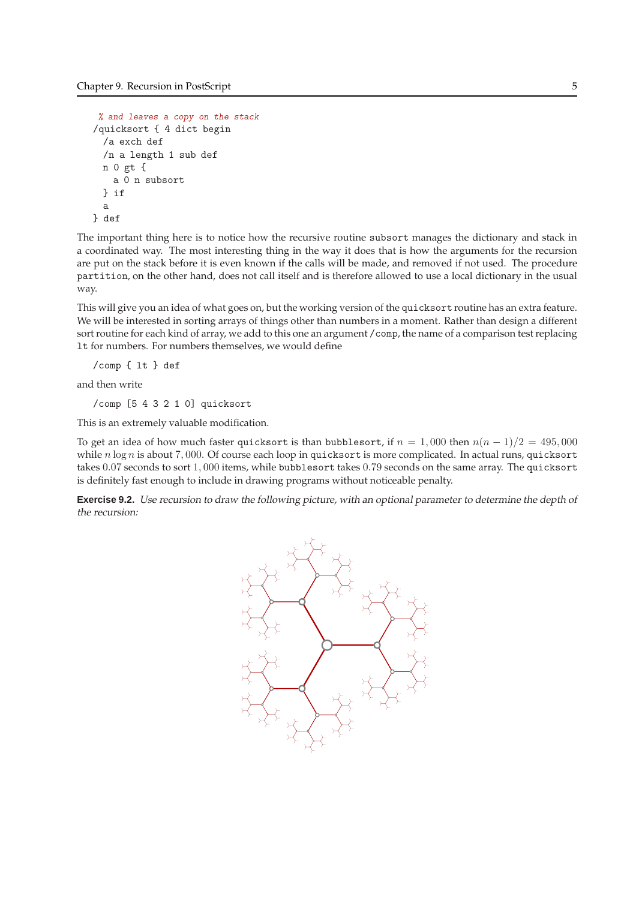```
  % and leaves a copy on the stack
/quicksort { 4 dict begin
  /a exch def
  /n a length 1 sub def
  n 0 gt {
    a 0 n subsort
  } if
  a
} def
```

The important thing here is to notice how the recursive routine `subsort` manages the dictionary and stack in a coordinated way. The most interesting thing in the way it does that is how the arguments for the recursion are put on the stack before it is even known if the calls will be made, and removed if not used. The procedure `partition`, on the other hand, does not call itself and is therefore allowed to use a local dictionary in the usual way.

This will give you an idea of what goes on, but the working version of the `quicksort` routine has an extra feature. We will be interested in sorting arrays of things other than numbers in a moment. Rather than design a different sort routine for each kind of array, we add to this one an argument `/comp`, the name of a comparison test replacing `lt` for numbers. For numbers themselves, we would define

```
/comp { lt } def
```

and then write

```
/comp [5 4 3 2 1 0] quicksort
```

This is an extremely valuable modification.

To get an idea of how much faster `quicksort` is than `bubblesort`, if $n = 1,000$ then $n(n-1)/2 = 495,000$ while $n \log n$ is about $7,000$. Of course each loop in `quicksort` is more complicated. In actual runs, `quicksort` takes $0.07$ seconds to sort $1,000$ items, while `bubblesort` takes $0.79$ seconds on the same array. The `quicksort` is definitely fast enough to include in drawing programs without noticeable penalty.

**Exercise 9.2.** *Use recursion to draw the following picture, with an optional parameter to determine the depth of the recursion:*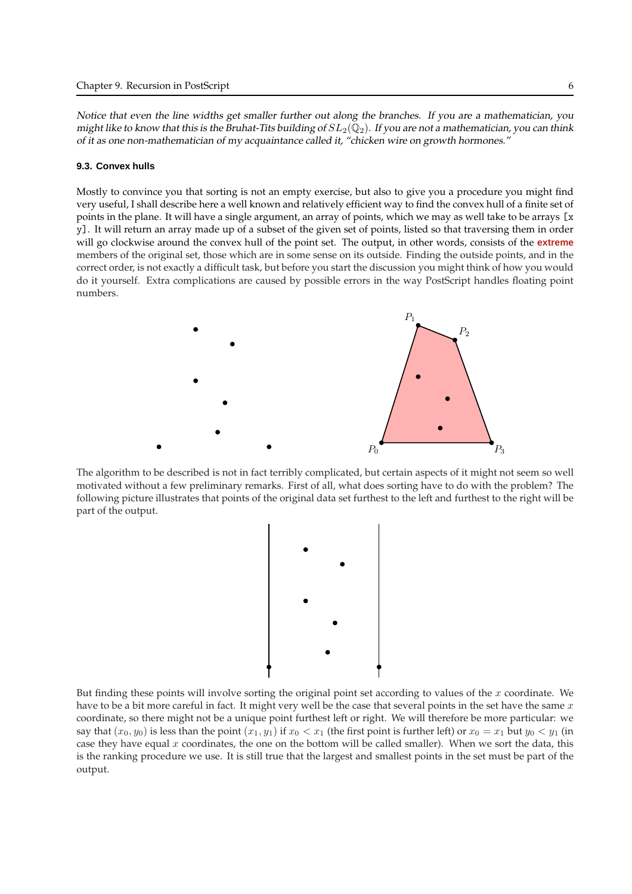*Notice that even the line widths get smaller further out along the branches. If you are a mathematician, you might like to know that this is the Bruhat-Tits building of $SL_2(\mathbb{Q}_2)$. If you are not a mathematician, you can think of it as one non-mathematician of my acquaintance called it, "chicken wire on growth hormones."*

### 9.3. Convex hulls

Mostly to convince you that sorting is not an empty exercise, but also to give you a procedure you might find very useful, I shall describe here a well known and relatively efficient way to find the convex hull of a finite set of points in the plane. It will have a single argument, an array of points, which we may as well take to be arrays `[x y]`. It will return an array made up of a subset of the given set of points, listed so that traversing them in order will go clockwise around the convex hull of the point set. The output, in other words, consists of the **extreme** members of the original set, those which are in some sense on its outside. Finding the outside points, and in the correct order, is not exactly a difficult task, but before you start the discussion you might think of how you would do it yourself. Extra complications are caused by possible errors in the way PostScript handles floating point numbers.

$P_1$ $P_2$ $P_0$ $P_3$

The algorithm to be described is not in fact terribly complicated, but certain aspects of it might not seem so well motivated without a few preliminary remarks. First of all, what does sorting have to do with the problem? The following picture illustrates that points of the original data set furthest to the left and furthest to the right will be part of the output.

But finding these points will involve sorting the original point set according to values of the $x$ coordinate. We have to be a bit more careful in fact. It might very well be the case that several points in the set have the same $x$ coordinate, so there might not be a unique point furthest left or right. We will therefore be more particular: we say that $(x_0, y_0)$ is less than the point $(x_1, y_1)$ if $x_0 < x_1$ (the first point is further left) or $x_0 = x_1$ but $y_0 < y_1$ (in case they have equal $x$ coordinates, the one on the bottom will be called smaller). When we sort the data, this is the ranking procedure we use. It is still true that the largest and smallest points in the set must be part of the output.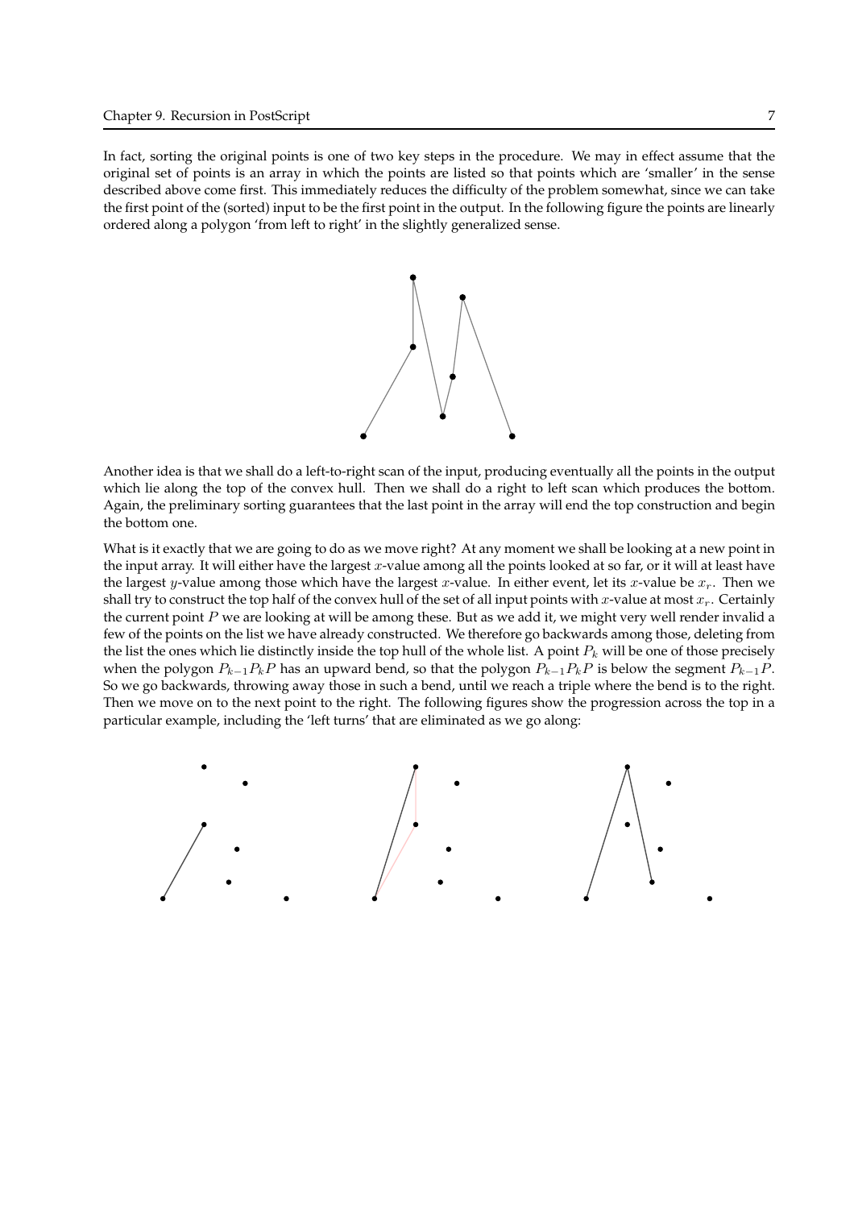In fact, sorting the original points is one of two key steps in the procedure. We may in effect assume that the original set of points is an array in which the points are listed so that points which are 'smaller' in the sense described above come first. This immediately reduces the difficulty of the problem somewhat, since we can take the first point of the (sorted) input to be the first point in the output. In the following figure the points are linearly ordered along a polygon 'from left to right' in the slightly generalized sense.

Another idea is that we shall do a left-to-right scan of the input, producing eventually all the points in the output which lie along the top of the convex hull. Then we shall do a right to left scan which produces the bottom. Again, the preliminary sorting guarantees that the last point in the array will end the top construction and begin the bottom one.

What is it exactly that we are going to do as we move right? At any moment we shall be looking at a new point in the input array. It will either have the largest $x$-value among all the points looked at so far, or it will at least have the largest $y$-value among those which have the largest $x$-value. In either event, let its $x$-value be $x_r$. Then we shall try to construct the top half of the convex hull of the set of all input points with $x$-value at most $x_r$. Certainly the current point $P$ we are looking at will be among these. But as we add it, we might very well render invalid a few of the points on the list we have already constructed. We therefore go backwards among those, deleting from the list the ones which lie distinctly inside the top hull of the whole list. A point $P_k$ will be one of those precisely when the polygon $P_{k-1}P_kP$ has an upward bend, so that the polygon $P_{k-1}P_kP$ is below the segment $P_{k-1}P$. So we go backwards, throwing away those in such a bend, until we reach a triple where the bend is to the right. Then we move on to the next point to the right. The following figures show the progression across the top in a particular example, including the 'left turns' that are eliminated as we go along: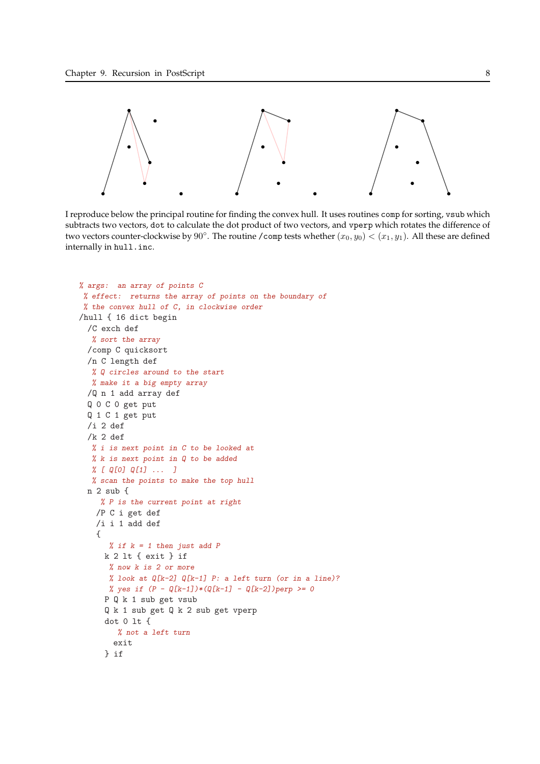I reproduce below the principal routine for finding the convex hull. It uses routines `comp` for sorting, `vsub` which subtracts two vectors, `dot` to calculate the dot product of two vectors, and `vperp` which rotates the difference of two vectors counter-clockwise by $90^\circ$. The routine `/comp` tests whether $(x_0, y_0) < (x_1, y_1)$. All these are defined internally in `hull.inc`.

```
% args:  an array of points C
 % effect:  returns the array of points on the boundary of
 % the convex hull of C, in clockwise order
/hull { 16 dict begin
  /C exch def
   % sort the array
  /comp C quicksort
  /n C length def
   % Q circles around to the start
   % make it a big empty array
  /Q n 1 add array def
  Q 0 C 0 get put
  Q 1 C 1 get put
  /i 2 def
  /k 2 def
   % i is next point in C to be looked at
   % k is next point in Q to be added
   % [ Q[0] Q[1] ...  ]
   % scan the points to make the top hull
  n 2 sub {
     % P is the current point at right
    /P C i get def
    /i i 1 add def
    {
       % if k = 1 then just add P
      k 2 lt { exit } if
       % now k is 2 or more
       % look at Q[k-2] Q[k-1] P: a left turn (or in a line)?
       % yes if (P - Q[k-1])*(Q[k-1] - Q[k-2])perp >= 0
      P Q k 1 sub get vsub
      Q k 1 sub get Q k 2 sub get vperp
      dot 0 lt {
         % not a left turn
        exit
      } if
```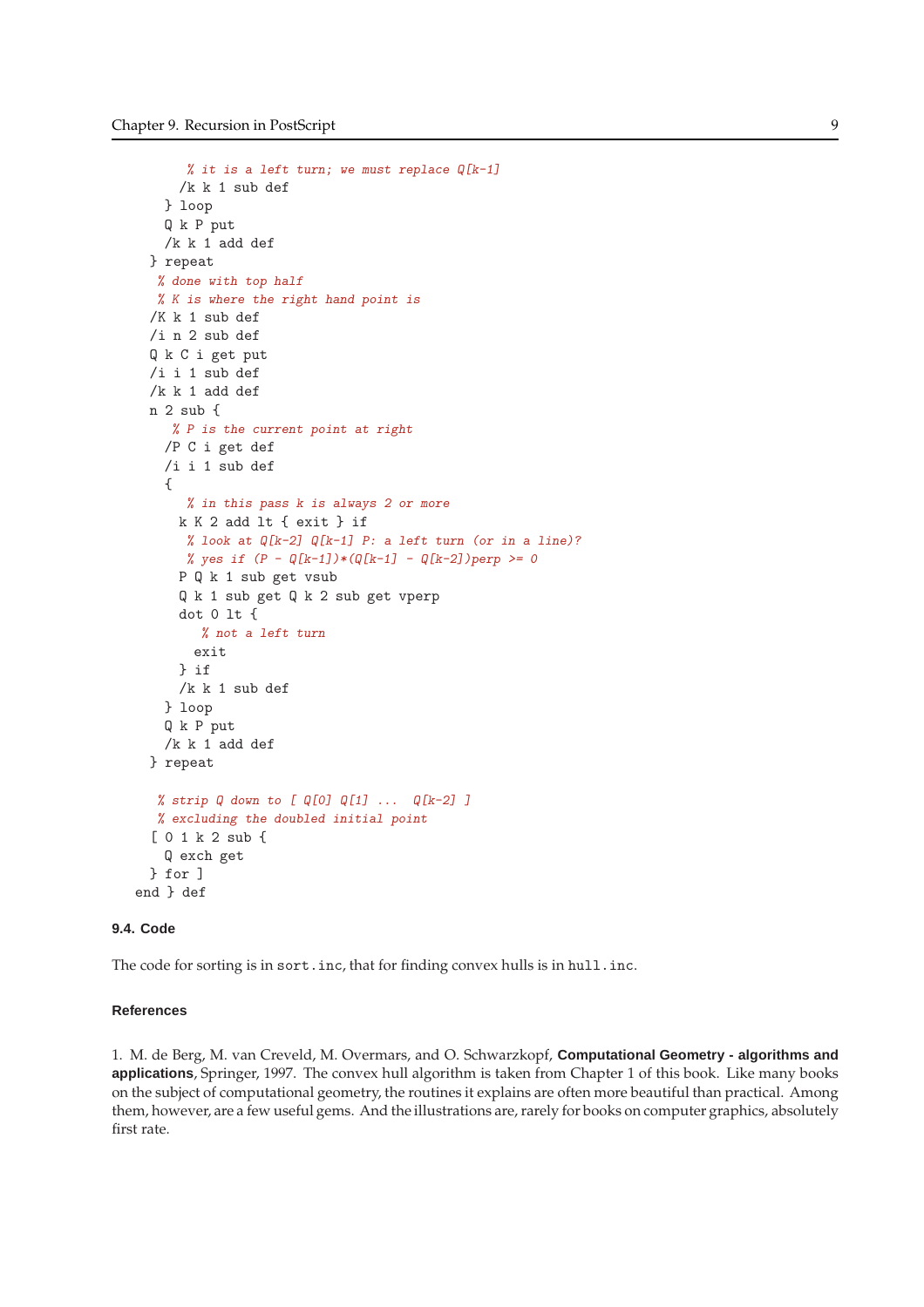```
        % it is a left turn; we must replace Q[k-1]
        /k k 1 sub def
      } loop
      Q k P put
      /k k 1 add def
    } repeat
    % done with top half
    % K is where the right hand point is
    /K k 1 sub def
    /i n 2 sub def
    Q k C i get put
    /i i 1 sub def
    /k k 1 add def
    n 2 sub {
      % P is the current point at right
      /P C i get def
      /i i 1 sub def
      {
        % in this pass k is always 2 or more
        k K 2 add lt { exit } if
        % look at Q[k-2] Q[k-1] P: a left turn (or in a line)?
        % yes if (P - Q[k-1])*(Q[k-1] - Q[k-2])perp >= 0
        P Q k 1 sub get vsub
        Q k 1 sub get Q k 2 sub get vperp
        dot 0 lt {
          % not a left turn
          exit
        } if
        /k k 1 sub def
      } loop
      Q k P put
      /k k 1 add def
    } repeat

    % strip Q down to [ Q[0] Q[1] ...  Q[k-2] ]
    % excluding the doubled initial point
    [ 0 1 k 2 sub {
      Q exch get
    } for ]
  end } def
```

### 9.4. Code

The code for sorting is in `sort.inc`, that for finding convex hulls is in `hull.inc`.

### References

1. M. de Berg, M. van Creveld, M. Overmars, and O. Schwarzkopf, **Computational Geometry - algorithms and applications**, Springer, 1997. The convex hull algorithm is taken from Chapter 1 of this book. Like many books on the subject of computational geometry, the routines it explains are often more beautiful than practical. Among them, however, are a few useful gems. And the illustrations are, rarely for books on computer graphics, absolutely first rate.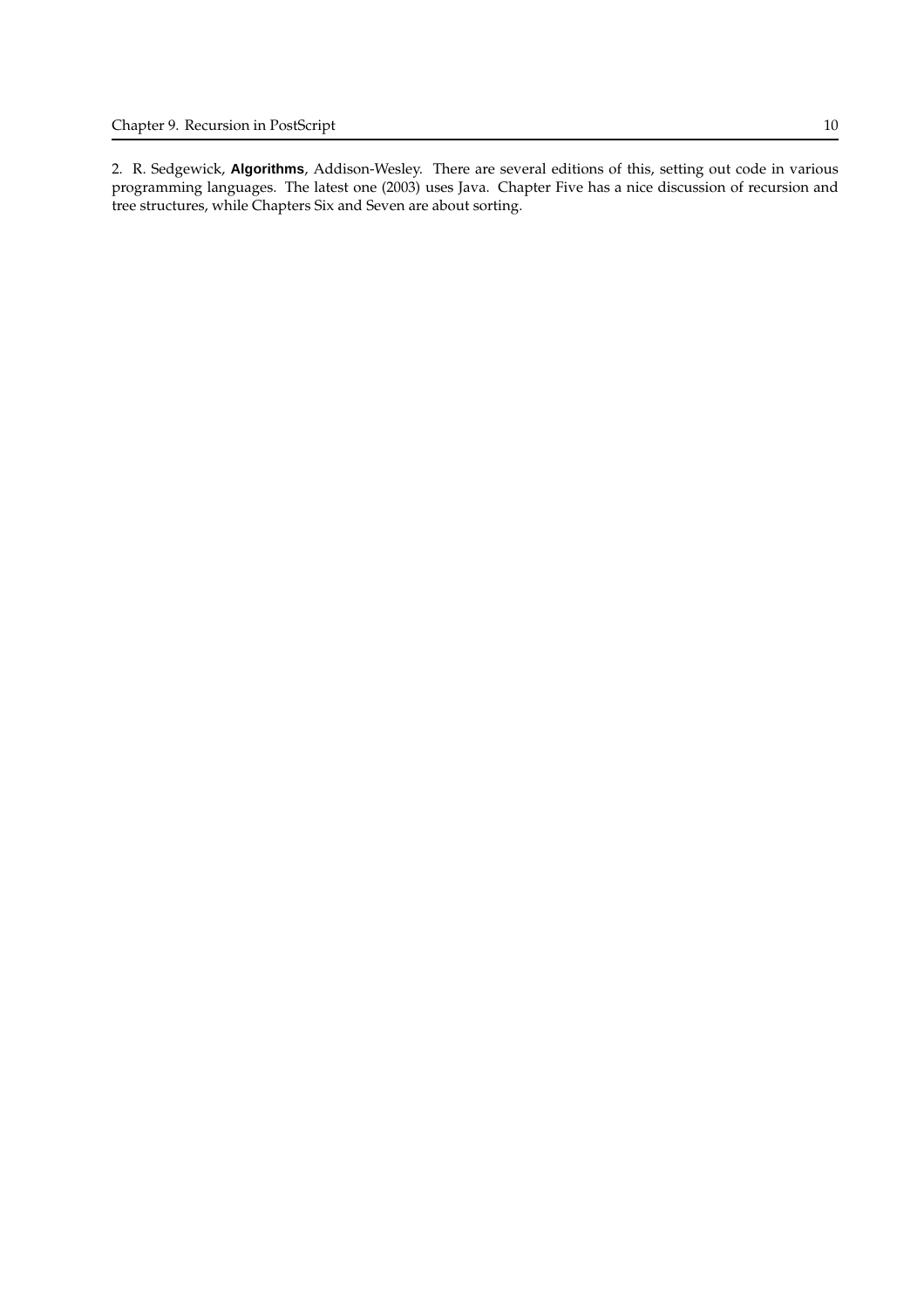2. R. Sedgewick, **Algorithms**, Addison-Wesley. There are several editions of this, setting out code in various programming languages. The latest one (2003) uses Java. Chapter Five has a nice discussion of recursion and tree structures, while Chapters Six and Seven are about sorting.